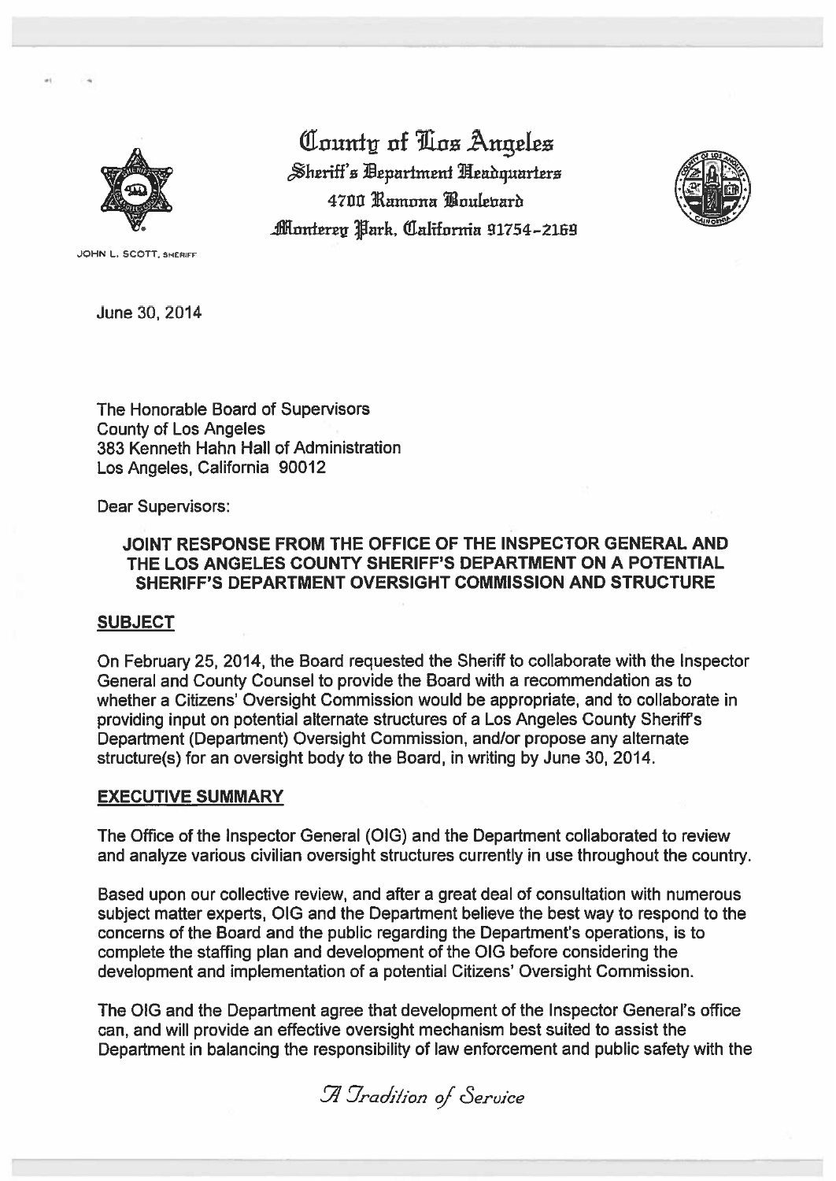# County of Los Angeles

Sheriff's Department Headquarters
4700 Ramona Boulevard
Monterey Park, California 91754-2169

JOHN L. SCOTT, SHERIFF

June 30, 2014

The Honorable Board of Supervisors
County of Los Angeles
383 Kenneth Hahn Hall of Administration
Los Angeles, California 90012

Dear Supervisors:

**JOINT RESPONSE FROM THE OFFICE OF THE INSPECTOR GENERAL AND THE LOS ANGELES COUNTY SHERIFF'S DEPARTMENT ON A POTENTIAL SHERIFF'S DEPARTMENT OVERSIGHT COMMISSION AND STRUCTURE**

## SUBJECT

On February 25, 2014, the Board requested the Sheriff to collaborate with the Inspector General and County Counsel to provide the Board with a recommendation as to whether a Citizens' Oversight Commission would be appropriate, and to collaborate in providing input on potential alternate structures of a Los Angeles County Sheriff's Department (Department) Oversight Commission, and/or propose any alternate structure(s) for an oversight body to the Board, in writing by June 30, 2014.

## EXECUTIVE SUMMARY

The Office of the Inspector General (OIG) and the Department collaborated to review and analyze various civilian oversight structures currently in use throughout the country.

Based upon our collective review, and after a great deal of consultation with numerous subject matter experts, OIG and the Department believe the best way to respond to the concerns of the Board and the public regarding the Department's operations, is to complete the staffing plan and development of the OIG before considering the development and implementation of a potential Citizens' Oversight Commission.

The OIG and the Department agree that development of the Inspector General's office can, and will provide an effective oversight mechanism best suited to assist the Department in balancing the responsibility of law enforcement and public safety with the

*A Tradition of Service*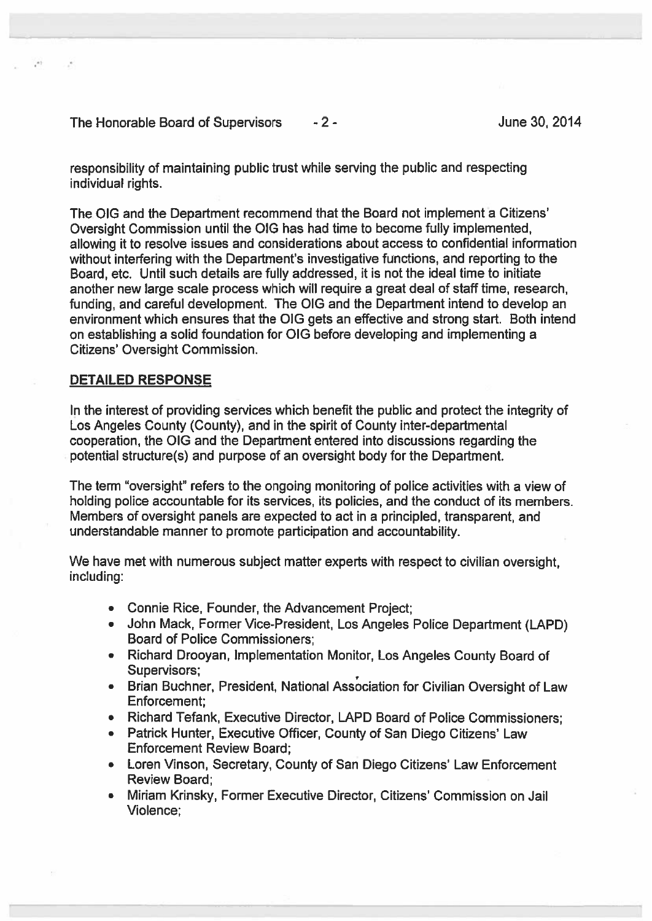responsibility of maintaining public trust while serving the public and respecting individual rights.

The OIG and the Department recommend that the Board not implement a Citizens' Oversight Commission until the OIG has had time to become fully implemented, allowing it to resolve issues and considerations about access to confidential information without interfering with the Department's investigative functions, and reporting to the Board, etc. Until such details are fully addressed, it is not the ideal time to initiate another new large scale process which will require a great deal of staff time, research, funding, and careful development. The OIG and the Department intend to develop an environment which ensures that the OIG gets an effective and strong start. Both intend on establishing a solid foundation for OIG before developing and implementing a Citizens' Oversight Commission.

**DETAILED RESPONSE**

In the interest of providing services which benefit the public and protect the integrity of Los Angeles County (County), and in the spirit of County inter-departmental cooperation, the OIG and the Department entered into discussions regarding the potential structure(s) and purpose of an oversight body for the Department.

The term "oversight" refers to the ongoing monitoring of police activities with a view of holding police accountable for its services, its policies, and the conduct of its members. Members of oversight panels are expected to act in a principled, transparent, and understandable manner to promote participation and accountability.

We have met with numerous subject matter experts with respect to civilian oversight, including:

- Connie Rice, Founder, the Advancement Project;
- John Mack, Former Vice-President, Los Angeles Police Department (LAPD) Board of Police Commissioners;
- Richard Drooyan, Implementation Monitor, Los Angeles County Board of Supervisors;
- Brian Buchner, President, National Association for Civilian Oversight of Law Enforcement;
- Richard Tefank, Executive Director, LAPD Board of Police Commissioners;
- Patrick Hunter, Executive Officer, County of San Diego Citizens' Law Enforcement Review Board;
- Loren Vinson, Secretary, County of San Diego Citizens' Law Enforcement Review Board;
- Miriam Krinsky, Former Executive Director, Citizens' Commission on Jail Violence;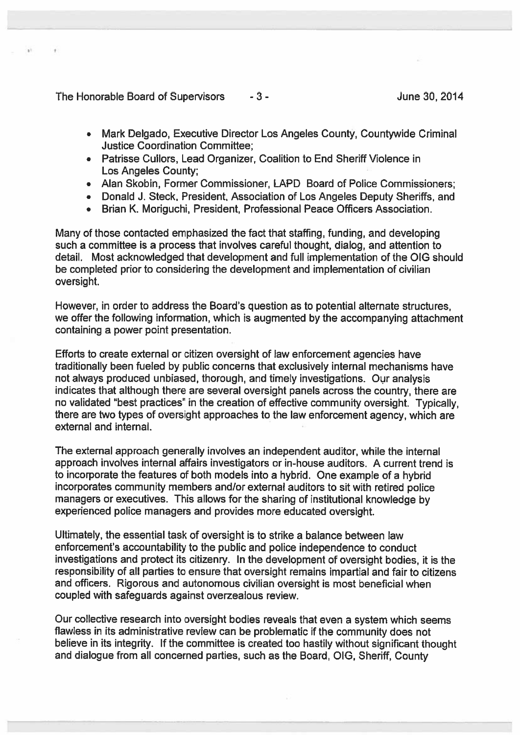- Mark Delgado, Executive Director Los Angeles County, Countywide Criminal Justice Coordination Committee;
- Patrisse Cullors, Lead Organizer, Coalition to End Sheriff Violence in Los Angeles County;
- Alan Skobin, Former Commissioner, LAPD Board of Police Commissioners;
- Donald J. Steck, President, Association of Los Angeles Deputy Sheriffs, and
- Brian K. Moriguchi, President, Professional Peace Officers Association.

Many of those contacted emphasized the fact that staffing, funding, and developing such a committee is a process that involves careful thought, dialog, and attention to detail. Most acknowledged that development and full implementation of the OIG should be completed prior to considering the development and implementation of civilian oversight.

However, in order to address the Board's question as to potential alternate structures, we offer the following information, which is augmented by the accompanying attachment containing a power point presentation.

Efforts to create external or citizen oversight of law enforcement agencies have traditionally been fueled by public concerns that exclusively internal mechanisms have not always produced unbiased, thorough, and timely investigations. Our analysis indicates that although there are several oversight panels across the country, there are no validated "best practices" in the creation of effective community oversight. Typically, there are two types of oversight approaches to the law enforcement agency, which are external and internal.

The external approach generally involves an independent auditor, while the internal approach involves internal affairs investigators or in-house auditors. A current trend is to incorporate the features of both models into a hybrid. One example of a hybrid incorporates community members and/or external auditors to sit with retired police managers or executives. This allows for the sharing of institutional knowledge by experienced police managers and provides more educated oversight.

Ultimately, the essential task of oversight is to strike a balance between law enforcement's accountability to the public and police independence to conduct investigations and protect its citizenry. In the development of oversight bodies, it is the responsibility of all parties to ensure that oversight remains impartial and fair to citizens and officers. Rigorous and autonomous civilian oversight is most beneficial when coupled with safeguards against overzealous review.

Our collective research into oversight bodies reveals that even a system which seems flawless in its administrative review can be problematic if the community does not believe in its integrity. If the committee is created too hastily without significant thought and dialogue from all concerned parties, such as the Board, OIG, Sheriff, County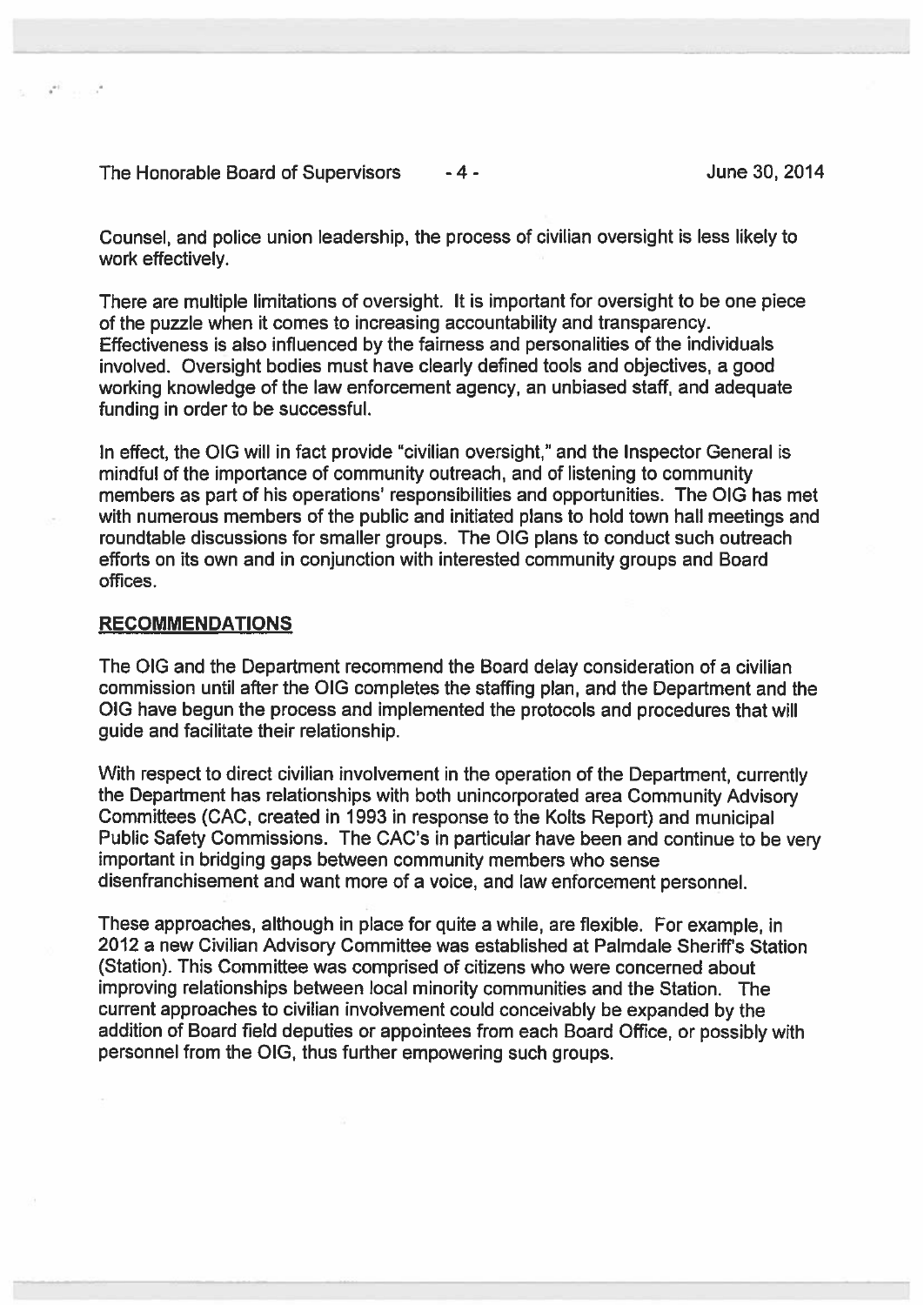Counsel, and police union leadership, the process of civilian oversight is less likely to work effectively.

There are multiple limitations of oversight. It is important for oversight to be one piece of the puzzle when it comes to increasing accountability and transparency. Effectiveness is also influenced by the fairness and personalities of the individuals involved. Oversight bodies must have clearly defined tools and objectives, a good working knowledge of the law enforcement agency, an unbiased staff, and adequate funding in order to be successful.

In effect, the OIG will in fact provide "civilian oversight," and the Inspector General is mindful of the importance of community outreach, and of listening to community members as part of his operations' responsibilities and opportunities. The OIG has met with numerous members of the public and initiated plans to hold town hall meetings and roundtable discussions for smaller groups. The OIG plans to conduct such outreach efforts on its own and in conjunction with interested community groups and Board offices.

## RECOMMENDATIONS

The OIG and the Department recommend the Board delay consideration of a civilian commission until after the OIG completes the staffing plan, and the Department and the OIG have begun the process and implemented the protocols and procedures that will guide and facilitate their relationship.

With respect to direct civilian involvement in the operation of the Department, currently the Department has relationships with both unincorporated area Community Advisory Committees (CAC, created in 1993 in response to the Kolts Report) and municipal Public Safety Commissions. The CAC's in particular have been and continue to be very important in bridging gaps between community members who sense disenfranchisement and want more of a voice, and law enforcement personnel.

These approaches, although in place for quite a while, are flexible. For example, in 2012 a new Civilian Advisory Committee was established at Palmdale Sheriff's Station (Station). This Committee was comprised of citizens who were concerned about improving relationships between local minority communities and the Station. The current approaches to civilian involvement could conceivably be expanded by the addition of Board field deputies or appointees from each Board Office, or possibly with personnel from the OIG, thus further empowering such groups.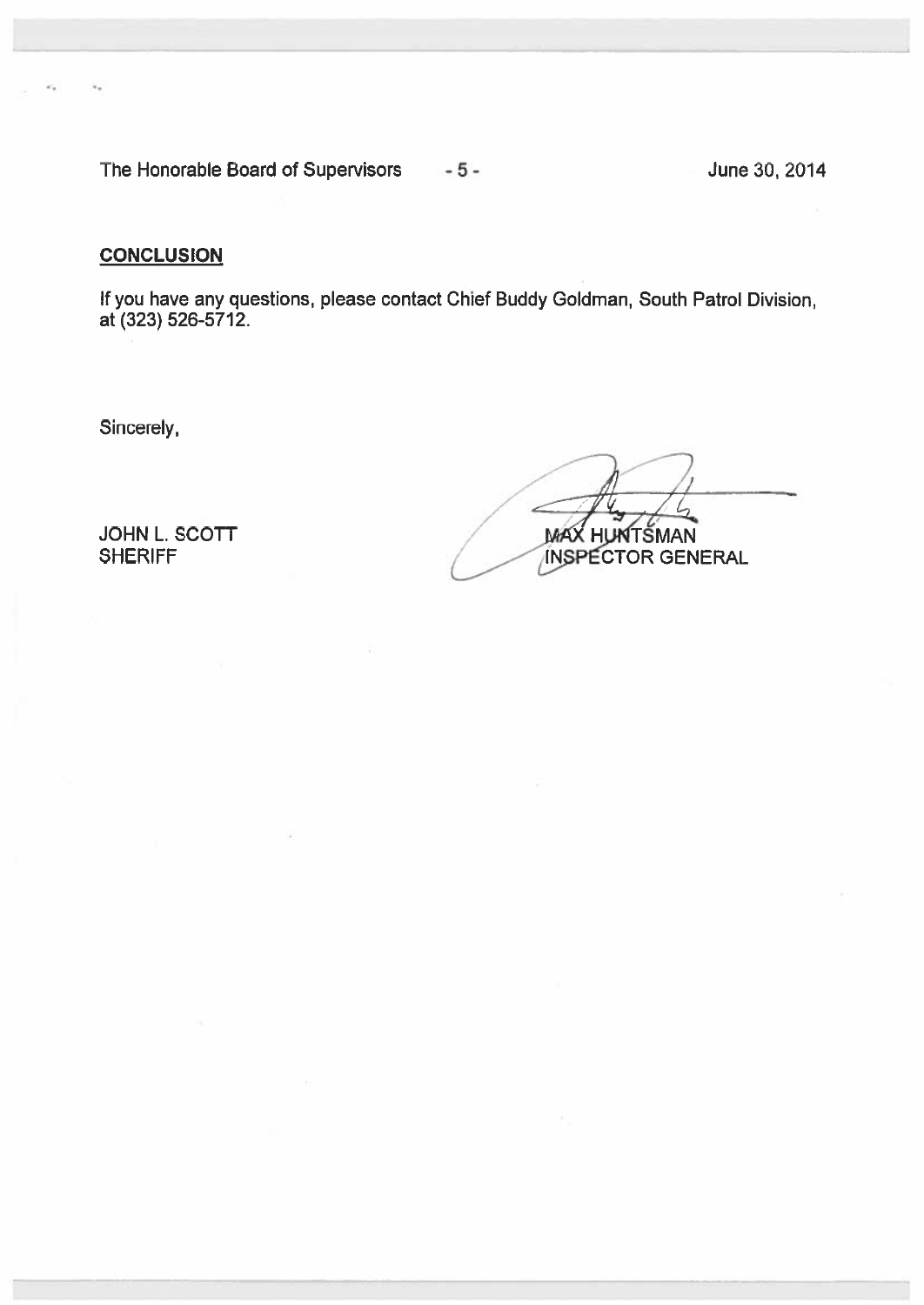## CONCLUSION

If you have any questions, please contact Chief Buddy Goldman, South Patrol Division, at (323) 526-5712.

Sincerely,

JOHN L. SCOTT
SHERIFF

MAX HUNTSMAN
INSPECTOR GENERAL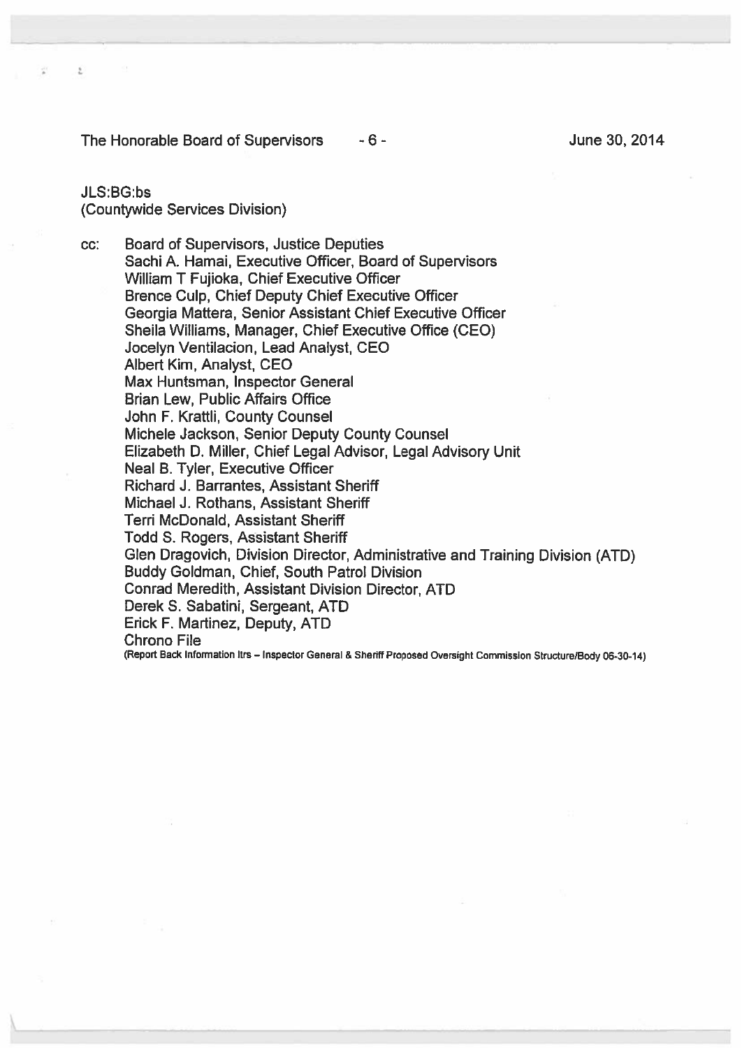JLS:BG:bs
(Countywide Services Division)

cc: Board of Supervisors, Justice Deputies
Sachi A. Hamai, Executive Officer, Board of Supervisors
William T Fujioka, Chief Executive Officer
Brence Culp, Chief Deputy Chief Executive Officer
Georgia Mattera, Senior Assistant Chief Executive Officer
Sheila Williams, Manager, Chief Executive Office (CEO)
Jocelyn Ventilacion, Lead Analyst, CEO
Albert Kim, Analyst, CEO
Max Huntsman, Inspector General
Brian Lew, Public Affairs Office
John F. Krattli, County Counsel
Michele Jackson, Senior Deputy County Counsel
Elizabeth D. Miller, Chief Legal Advisor, Legal Advisory Unit
Neal B. Tyler, Executive Officer
Richard J. Barrantes, Assistant Sheriff
Michael J. Rothans, Assistant Sheriff
Terri McDonald, Assistant Sheriff
Todd S. Rogers, Assistant Sheriff
Glen Dragovich, Division Director, Administrative and Training Division (ATD)
Buddy Goldman, Chief, South Patrol Division
Conrad Meredith, Assistant Division Director, ATD
Derek S. Sabatini, Sergeant, ATD
Erick F. Martinez, Deputy, ATD
Chrono File

(Report Back Information ltrs – Inspector General & Sheriff Proposed Oversight Commission Structure/Body 06-30-14)